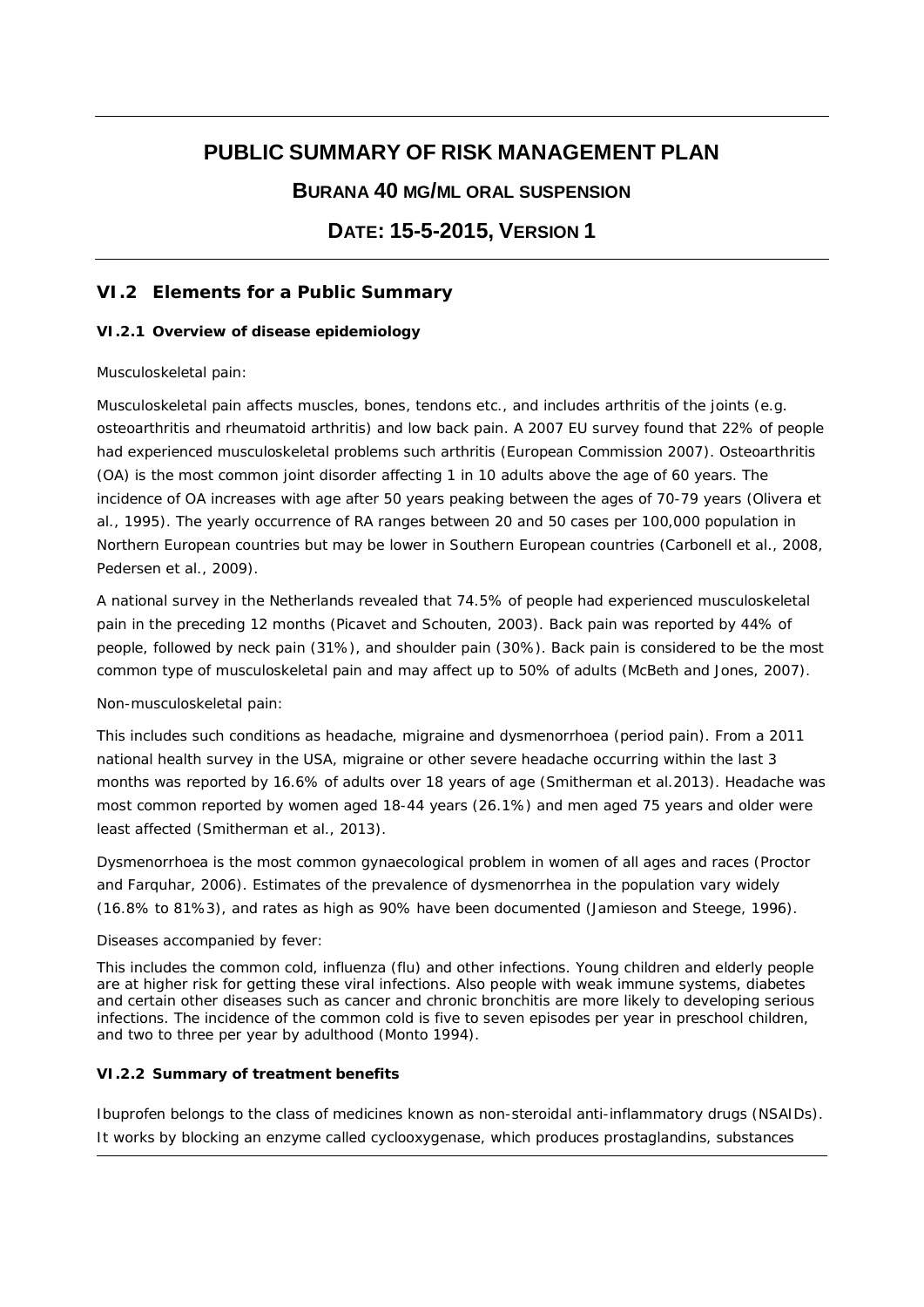# PUBLIC SUMMARY OF RISK MANAGEMENT PLAN

## BURANA 40 MG/ML ORAL SUSPENSION

## DATE: 15-5-2015, VERSION 1

## VI.2 Elements for a Public Summary

### VI.2.1 Overview of disease epidemiology

Musculoskeletal pain:

Musculoskeletal pain affects muscles, bones, tendons etc., and includes arthritis of the joints (e.g. osteoarthritis and rheumatoid arthritis) and low back pain. A 2007 EU survey found that 22% of people had experienced musculoskeletal problems such arthritis (European Commission 2007). Osteoarthritis (OA) is the most common joint disorder affecting 1 in 10 adults above the age of 60 years. The incidence of OA increases with age after 50 years peaking between the ages of 70-79 years (Olivera et al., 1995). The yearly occurrence of RA ranges between 20 and 50 cases per 100,000 population in Northern European countries but may be lower in Southern European countries (Carbonell et al., 2008, Pedersen et al., 2009).

A national survey in the Netherlands revealed that 74.5% of people had experienced musculoskeletal pain in the preceding 12 months (Picavet and Schouten, 2003). Back pain was reported by 44% of people, followed by neck pain (31%), and shoulder pain (30%). Back pain is considered to be the most common type of musculoskeletal pain and may affect up to 50% of adults (McBeth and Jones, 2007).

Non-musculoskeletal pain:

This includes such conditions as headache, migraine and dysmenorrhoea (period pain). From a 2011 national health survey in the USA, migraine or other severe headache occurring within the last 3 months was reported by 16.6% of adults over 18 years of age (Smitherman et al.2013). Headache was most common reported by women aged 18-44 years (26.1%) and men aged 75 years and older were least affected (Smitherman et al., 2013).

Dysmenorrhoea is the most common gynaecological problem in women of all ages and races (Proctor and Farquhar, 2006). Estimates of the prevalence of dysmenorrhea in the population vary widely (16.8% to 81%3), and rates as high as 90% have been documented (Jamieson and Steege, 1996).

Diseases accompanied by fever:

This includes the common cold, influenza (flu) and other infections. Young children and elderly people are at higher risk for getting these viral infections. Also people with weak immune systems, diabetes and certain other diseases such as cancer and chronic bronchitis are more likely to developing serious infections. The incidence of the common cold is five to seven episodes per year in preschool children, and two to three per year by adulthood (Monto 1994).

### VI.2.2 Summary of treatment benefits

Ibuprofen belongs to the class of medicines known as non-steroidal anti-inflammatory drugs (NSAIDs). It works by blocking an enzyme called cyclooxygenase, which produces prostaglandins, substances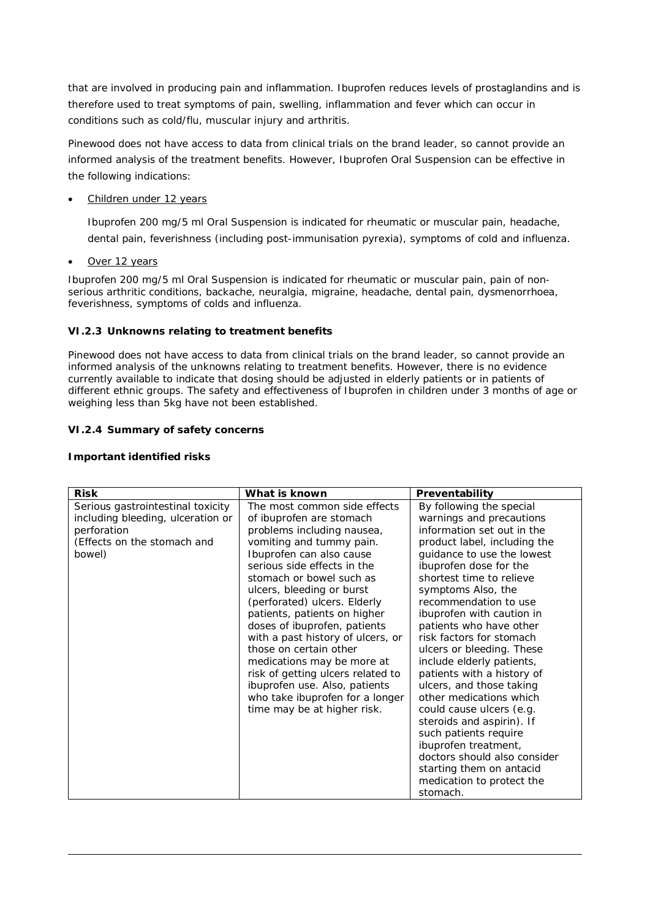that are involved in producing pain and inflammation. Ibuprofen reduces levels of prostaglandins and is therefore used to treat symptoms of pain, swelling, inflammation and fever which can occur in conditions such as cold/flu, muscular injury and arthritis.

Pinewood does not have access to data from clinical trials on the brand leader, so cannot provide an informed analysis of the treatment benefits. However, Ibuprofen Oral Suspension can be effective in the following indications:

- Children under 12 years

  Ibuprofen 200 mg/5 ml Oral Suspension is indicated for rheumatic or muscular pain, headache, dental pain, feverishness (including post-immunisation pyrexia), symptoms of cold and influenza.

- Over 12 years

Ibuprofen 200 mg/5 ml Oral Suspension is indicated for rheumatic or muscular pain, pain of non-serious arthritic conditions, backache, neuralgia, migraine, headache, dental pain, dysmenorrhoea, feverishness, symptoms of colds and influenza.

### VI.2.3 Unknowns relating to treatment benefits

Pinewood does not have access to data from clinical trials on the brand leader, so cannot provide an informed analysis of the unknowns relating to treatment benefits. However, there is no evidence currently available to indicate that dosing should be adjusted in elderly patients or in patients of different ethnic groups. The safety and effectiveness of Ibuprofen in children under 3 months of age or weighing less than 5kg have not been established.

### VI.2.4 Summary of safety concerns

**Important identified risks**

| Risk | What is known | Preventability |
|---|---|---|
| Serious gastrointestinal toxicity including bleeding, ulceration or perforation (Effects on the stomach and bowel) | The most common side effects of ibuprofen are stomach problems including nausea, vomiting and tummy pain. Ibuprofen can also cause serious side effects in the stomach or bowel such as ulcers, bleeding or burst (perforated) ulcers. Elderly patients, patients on higher doses of ibuprofen, patients with a past history of ulcers, or those on certain other medications may be more at risk of getting ulcers related to ibuprofen use. Also, patients who take ibuprofen for a longer time may be at higher risk. | By following the special warnings and precautions information set out in the product label, including the guidance to use the lowest ibuprofen dose for the shortest time to relieve symptoms Also, the recommendation to use ibuprofen with caution in patients who have other risk factors for stomach ulcers or bleeding. These include elderly patients, patients with a history of ulcers, and those taking other medications which could cause ulcers (e.g. steroids and aspirin). If such patients require ibuprofen treatment, doctors should also consider starting them on antacid medication to protect the stomach. |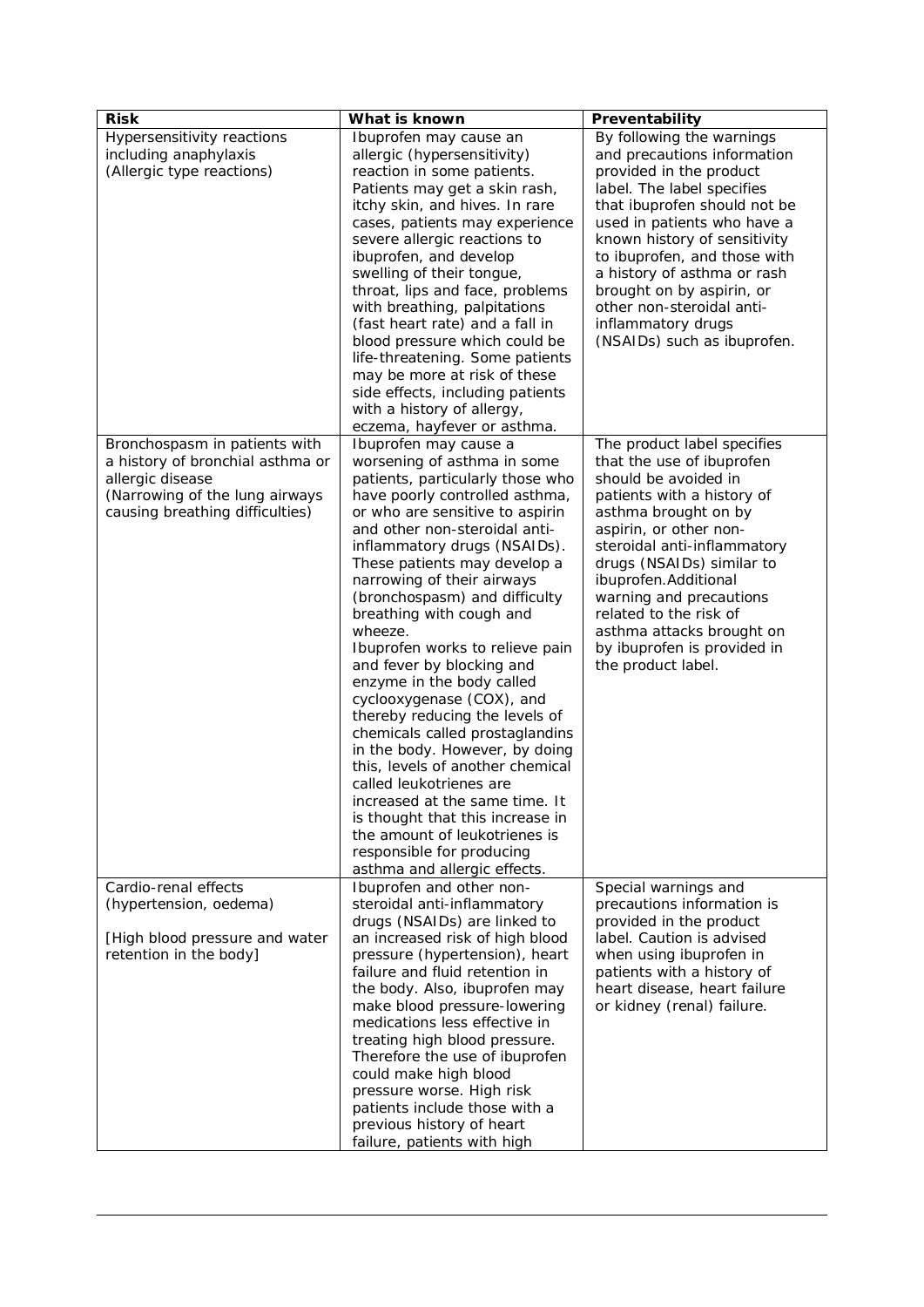| Risk | What is known | Preventability |
| --- | --- | --- |
| Hypersensitivity reactions including anaphylaxis (Allergic type reactions) | Ibuprofen may cause an allergic (hypersensitivity) reaction in some patients. Patients may get a skin rash, itchy skin, and hives. In rare cases, patients may experience severe allergic reactions to ibuprofen, and develop swelling of their tongue, throat, lips and face, problems with breathing, palpitations (fast heart rate) and a fall in blood pressure which could be life-threatening. Some patients may be more at risk of these side effects, including patients with a history of allergy, eczema, hayfever or asthma. | By following the warnings and precautions information provided in the product label. The label specifies that ibuprofen should not be used in patients who have a known history of sensitivity to ibuprofen, and those with a history of asthma or rash brought on by aspirin, or other non-steroidal anti-inflammatory drugs (NSAIDs) such as ibuprofen. |
| Bronchospasm in patients with a history of bronchial asthma or allergic disease (Narrowing of the lung airways causing breathing difficulties) | Ibuprofen may cause a worsening of asthma in some patients, particularly those who have poorly controlled asthma, or who are sensitive to aspirin and other non-steroidal anti-inflammatory drugs (NSAIDs). These patients may develop a narrowing of their airways (bronchospasm) and difficulty breathing with cough and wheeze.<br>Ibuprofen works to relieve pain and fever by blocking and enzyme in the body called cyclooxygenase (COX), and thereby reducing the levels of chemicals called prostaglandins in the body. However, by doing this, levels of another chemical called leukotrienes are increased at the same time. It is thought that this increase in the amount of leukotrienes is responsible for producing asthma and allergic effects. | The product label specifies that the use of ibuprofen should be avoided in patients with a history of asthma brought on by aspirin, or other non-steroidal anti-inflammatory drugs (NSAIDs) similar to ibuprofen.Additional warning and precautions related to the risk of asthma attacks brought on by ibuprofen is provided in the product label. |
| Cardio-renal effects (hypertension, oedema)<br><br>[High blood pressure and water retention in the body] | Ibuprofen and other non-steroidal anti-inflammatory drugs (NSAIDs) are linked to an increased risk of high blood pressure (hypertension), heart failure and fluid retention in the body. Also, ibuprofen may make blood pressure-lowering medications less effective in treating high blood pressure. Therefore the use of ibuprofen could make high blood pressure worse. High risk patients include those with a previous history of heart failure, patients with high | Special warnings and precautions information is provided in the product label. Caution is advised when using ibuprofen in patients with a history of heart disease, heart failure or kidney (renal) failure. |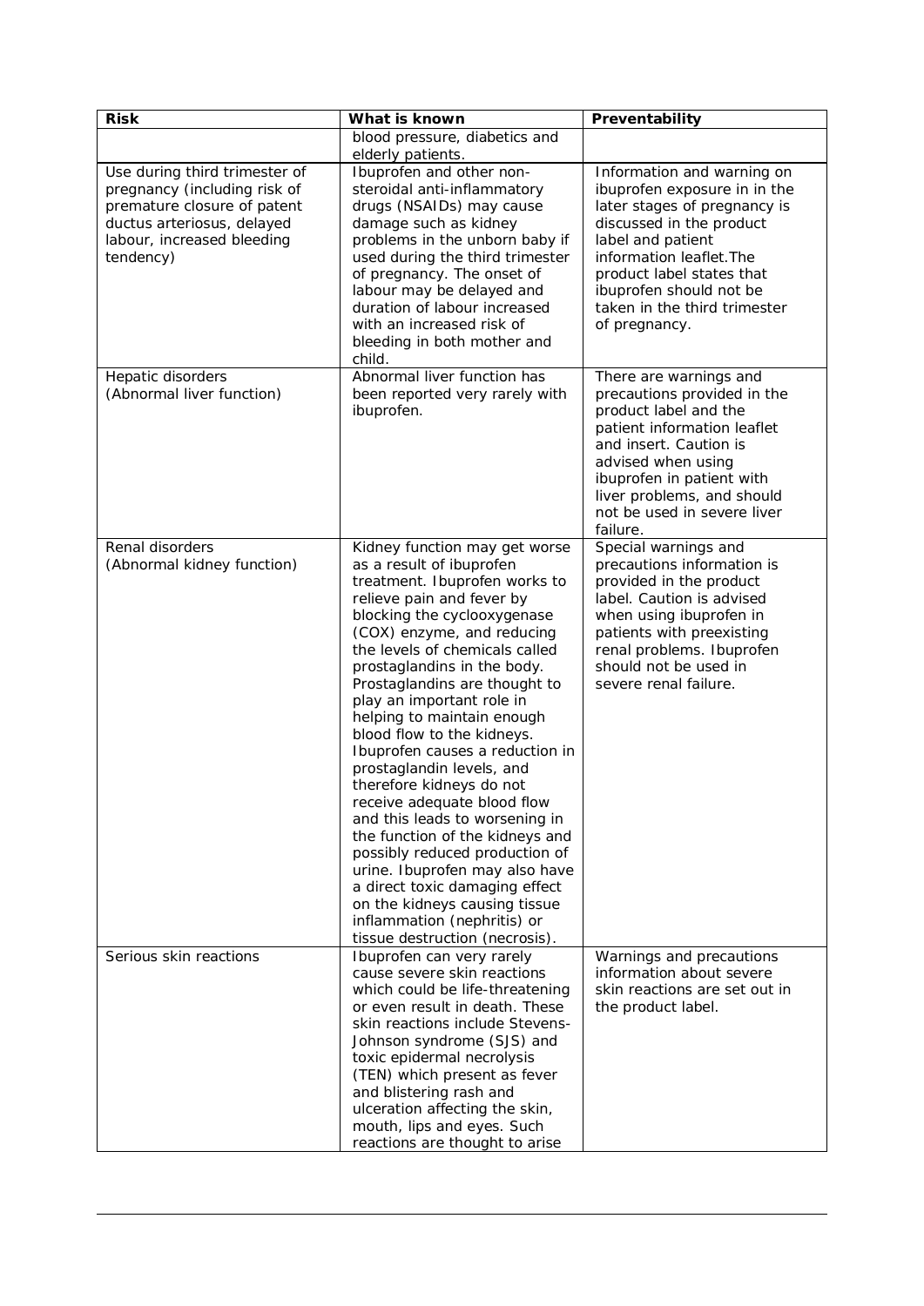| Risk | What is known | Preventability |
|---|---|---|
| | blood pressure, diabetics and elderly patients. | |
| Use during third trimester of pregnancy (including risk of premature closure of patent ductus arteriosus, delayed labour, increased bleeding tendency) | Ibuprofen and other non-steroidal anti-inflammatory drugs (NSAIDs) may cause damage such as kidney problems in the unborn baby if used during the third trimester of pregnancy. The onset of labour may be delayed and duration of labour increased with an increased risk of bleeding in both mother and child. | Information and warning on ibuprofen exposure in in the later stages of pregnancy is discussed in the product label and patient information leaflet.The product label states that ibuprofen should not be taken in the third trimester of pregnancy. |
| Hepatic disorders (Abnormal liver function) | Abnormal liver function has been reported very rarely with ibuprofen. | There are warnings and precautions provided in the product label and the patient information leaflet and insert. Caution is advised when using ibuprofen in patient with liver problems, and should not be used in severe liver failure. |
| Renal disorders (Abnormal kidney function) | Kidney function may get worse as a result of ibuprofen treatment. Ibuprofen works to relieve pain and fever by blocking the cyclooxygenase (COX) enzyme, and reducing the levels of chemicals called prostaglandins in the body. Prostaglandins are thought to play an important role in helping to maintain enough blood flow to the kidneys. Ibuprofen causes a reduction in prostaglandin levels, and therefore kidneys do not receive adequate blood flow and this leads to worsening in the function of the kidneys and possibly reduced production of urine. Ibuprofen may also have a direct toxic damaging effect on the kidneys causing tissue inflammation (nephritis) or tissue destruction (necrosis). | Special warnings and precautions information is provided in the product label. Caution is advised when using ibuprofen in patients with preexisting renal problems. Ibuprofen should not be used in severe renal failure. |
| Serious skin reactions | Ibuprofen can very rarely cause severe skin reactions which could be life-threatening or even result in death. These skin reactions include Stevens-Johnson syndrome (SJS) and toxic epidermal necrolysis (TEN) which present as fever and blistering rash and ulceration affecting the skin, mouth, lips and eyes. Such reactions are thought to arise | Warnings and precautions information about severe skin reactions are set out in the product label. |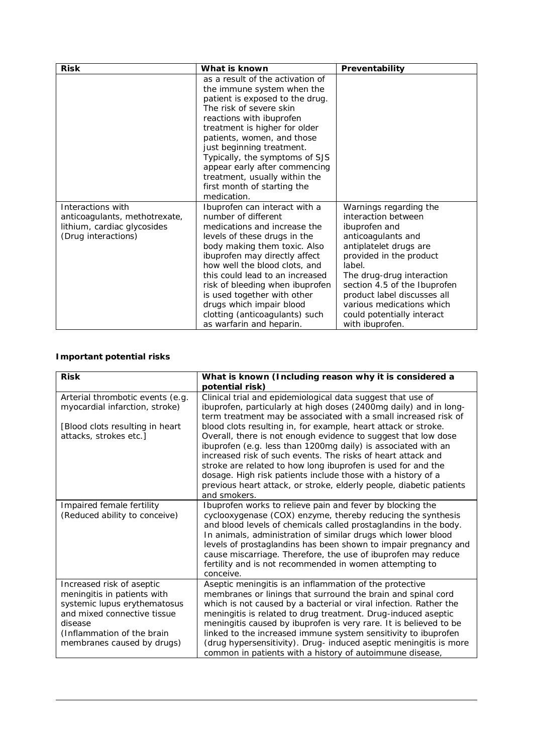| Risk | What is known | Preventability |
| --- | --- | --- |
| | as a result of the activation of the immune system when the patient is exposed to the drug. The risk of severe skin reactions with ibuprofen treatment is higher for older patients, women, and those just beginning treatment. Typically, the symptoms of SJS appear early after commencing treatment, usually within the first month of starting the medication. | |
| Interactions with anticoagulants, methotrexate, lithium, cardiac glycosides (Drug interactions) | Ibuprofen can interact with a number of different medications and increase the levels of these drugs in the body making them toxic. Also ibuprofen may directly affect how well the blood clots, and this could lead to an increased risk of bleeding when ibuprofen is used together with other drugs which impair blood clotting (anticoagulants) such as warfarin and heparin. | Warnings regarding the interaction between ibuprofen and anticoagulants and antiplatelet drugs are provided in the product label. The drug-drug interaction section 4.5 of the Ibuprofen product label discusses all various medications which could potentially interact with ibuprofen. |

**Important potential risks**

| Risk | What is known (Including reason why it is considered a potential risk) |
| --- | --- |
| Arterial thrombotic events (e.g. myocardial infarction, stroke)<br><br>[Blood clots resulting in heart attacks, strokes etc.] | Clinical trial and epidemiological data suggest that use of ibuprofen, particularly at high doses (2400mg daily) and in long-term treatment may be associated with a small increased risk of blood clots resulting in, for example, heart attack or stroke. Overall, there is not enough evidence to suggest that low dose ibuprofen (e.g. less than 1200mg daily) is associated with an increased risk of such events. The risks of heart attack and stroke are related to how long ibuprofen is used for and the dosage. High risk patients include those with a history of a previous heart attack, or stroke, elderly people, diabetic patients and smokers. |
| Impaired female fertility (Reduced ability to conceive) | Ibuprofen works to relieve pain and fever by blocking the cyclooxygenase (COX) enzyme, thereby reducing the synthesis and blood levels of chemicals called prostaglandins in the body. In animals, administration of similar drugs which lower blood levels of prostaglandins has been shown to impair pregnancy and cause miscarriage. Therefore, the use of ibuprofen may reduce fertility and is not recommended in women attempting to conceive. |
| Increased risk of aseptic meningitis in patients with systemic lupus erythematosus and mixed connective tissue disease (Inflammation of the brain membranes caused by drugs) | Aseptic meningitis is an inflammation of the protective membranes or linings that surround the brain and spinal cord which is not caused by a bacterial or viral infection. Rather the meningitis is related to drug treatment. Drug-induced aseptic meningitis caused by ibuprofen is very rare. It is believed to be linked to the increased immune system sensitivity to ibuprofen (drug hypersensitivity). Drug- induced aseptic meningitis is more common in patients with a history of autoimmune disease, |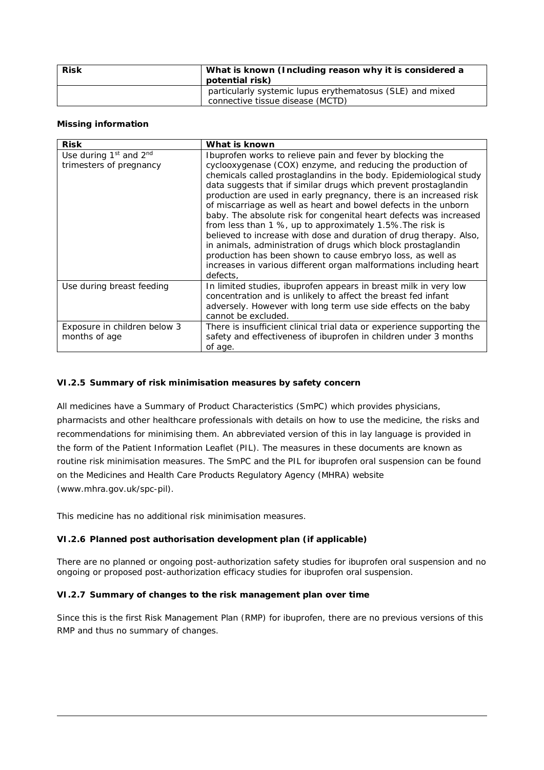| Risk | What is known (Including reason why it is considered a potential risk) |
|---|---|
| | particularly systemic lupus erythematosus (SLE) and mixed connective tissue disease (MCTD) |

**Missing information**

| Risk | What is known |
|---|---|
| Use during 1st and 2nd trimesters of pregnancy | Ibuprofen works to relieve pain and fever by blocking the cyclooxygenase (COX) enzyme, and reducing the production of chemicals called prostaglandins in the body. Epidemiological study data suggests that if similar drugs which prevent prostaglandin production are used in early pregnancy, there is an increased risk of miscarriage as well as heart and bowel defects in the unborn baby. The absolute risk for congenital heart defects was increased from less than 1 %, up to approximately 1.5%.The risk is believed to increase with dose and duration of drug therapy. Also, in animals, administration of drugs which block prostaglandin production has been shown to cause embryo loss, as well as increases in various different organ malformations including heart defects, |
| Use during breast feeding | In limited studies, ibuprofen appears in breast milk in very low concentration and is unlikely to affect the breast fed infant adversely. However with long term use side effects on the baby cannot be excluded. |
| Exposure in children below 3 months of age | There is insufficient clinical trial data or experience supporting the safety and effectiveness of ibuprofen in children under 3 months of age. |

### VI.2.5 Summary of risk minimisation measures by safety concern

All medicines have a Summary of Product Characteristics (SmPC) which provides physicians, pharmacists and other healthcare professionals with details on how to use the medicine, the risks and recommendations for minimising them. An abbreviated version of this in lay language is provided in the form of the Patient Information Leaflet (PIL). The measures in these documents are known as routine risk minimisation measures. The SmPC and the PIL for ibuprofen oral suspension can be found on the Medicines and Health Care Products Regulatory Agency (MHRA) website (www.mhra.gov.uk/spc-pil).

This medicine has no additional risk minimisation measures.

### VI.2.6 Planned post authorisation development plan (if applicable)

There are no planned or ongoing post-authorization safety studies for ibuprofen oral suspension and no ongoing or proposed post-authorization efficacy studies for ibuprofen oral suspension.

### VI.2.7 Summary of changes to the risk management plan over time

Since this is the first Risk Management Plan (RMP) for ibuprofen, there are no previous versions of this RMP and thus no summary of changes.